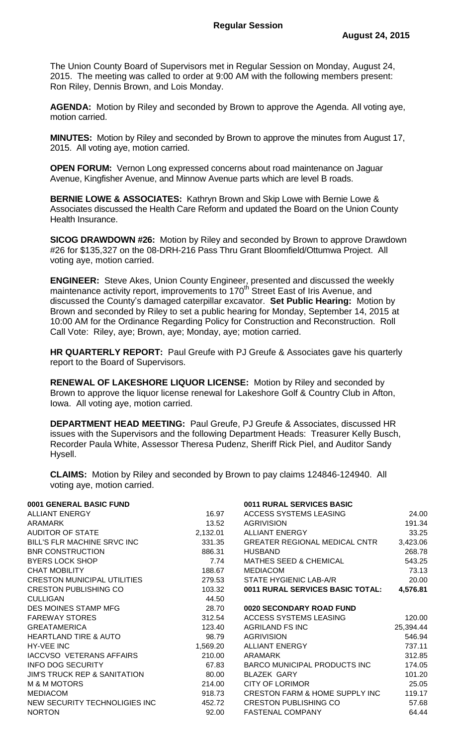## Regular Session

**August 24, 2015**

The Union County Board of Supervisors met in Regular Session on Monday, August 24, 2015. The meeting was called to order at 9:00 AM with the following members present: Ron Riley, Dennis Brown, and Lois Monday.

**AGENDA:** Motion by Riley and seconded by Brown to approve the Agenda. All voting aye, motion carried.

**MINUTES:** Motion by Riley and seconded by Brown to approve the minutes from August 17, 2015. All voting aye, motion carried.

**OPEN FORUM:** Vernon Long expressed concerns about road maintenance on Jaguar Avenue, Kingfisher Avenue, and Minnow Avenue parts which are level B roads.

**BERNIE LOWE & ASSOCIATES:** Kathryn Brown and Skip Lowe with Bernie Lowe & Associates discussed the Health Care Reform and updated the Board on the Union County Health Insurance.

**SICOG DRAWDOWN #26:** Motion by Riley and seconded by Brown to approve Drawdown #26 for $135,327 on the 08-DRH-216 Pass Thru Grant Bloomfield/Ottumwa Project. All voting aye, motion carried.

**ENGINEER:** Steve Akes, Union County Engineer, presented and discussed the weekly maintenance activity report, improvements to 170th Street East of Iris Avenue, and discussed the County's damaged caterpillar excavator. **Set Public Hearing:** Motion by Brown and seconded by Riley to set a public hearing for Monday, September 14, 2015 at 10:00 AM for the Ordinance Regarding Policy for Construction and Reconstruction. Roll Call Vote: Riley, aye; Brown, aye; Monday, aye; motion carried.

**HR QUARTERLY REPORT:** Paul Greufe with PJ Greufe & Associates gave his quarterly report to the Board of Supervisors.

**RENEWAL OF LAKESHORE LIQUOR LICENSE:** Motion by Riley and seconded by Brown to approve the liquor license renewal for Lakeshore Golf & Country Club in Afton, Iowa. All voting aye, motion carried.

**DEPARTMENT HEAD MEETING:** Paul Greufe, PJ Greufe & Associates, discussed HR issues with the Supervisors and the following Department Heads: Treasurer Kelly Busch, Recorder Paula White, Assessor Theresa Pudenz, Sheriff Rick Piel, and Auditor Sandy Hysell.

**CLAIMS:** Motion by Riley and seconded by Brown to pay claims 124846-124940. All voting aye, motion carried.

| **0001 GENERAL BASIC FUND** | |
|---|---|
| ALLIANT ENERGY | 16.97 |
| ARAMARK | 13.52 |
| AUDITOR OF STATE | 2,132.01 |
| BILL'S FLR MACHINE SRVC INC | 331.35 |
| BNR CONSTRUCTION | 886.31 |
| BYERS LOCK SHOP | 7.74 |
| CHAT MOBILITY | 188.67 |
| CRESTON MUNICIPAL UTILITIES | 279.53 |
| CRESTON PUBLISHING CO | 103.32 |
| CULLIGAN | 44.50 |
| DES MOINES STAMP MFG | 28.70 |
| FAREWAY STORES | 312.54 |
| GREATAMERICA | 123.40 |
| HEARTLAND TIRE & AUTO | 98.79 |
| HY-VEE INC | 1,569.20 |
| IACCVSO VETERANS AFFAIRS | 210.00 |
| INFO DOG SECURITY | 67.83 |
| JIM'S TRUCK REP & SANITATION | 80.00 |
| M & M MOTORS | 214.00 |
| MEDIACOM | 918.73 |
| NEW SECURITY TECHNOLIGIES INC | 452.72 |
| NORTON | 92.00 |

| **0011 RURAL SERVICES BASIC** | |
|---|---|
| ACCESS SYSTEMS LEASING | 24.00 |
| AGRIVISION | 191.34 |
| ALLIANT ENERGY | 33.25 |
| GREATER REGIONAL MEDICAL CNTR | 3,423.06 |
| HUSBAND | 268.78 |
| MATHES SEED & CHEMICAL | 543.25 |
| MEDIACOM | 73.13 |
| STATE HYGIENIC LAB-A/R | 20.00 |
| **0011 RURAL SERVICES BASIC TOTAL:** | **4,576.81** |

| **0020 SECONDARY ROAD FUND** | |
|---|---|
| ACCESS SYSTEMS LEASING | 120.00 |
| AGRILAND FS INC | 25,394.44 |
| AGRIVISION | 546.94 |
| ALLIANT ENERGY | 737.11 |
| ARAMARK | 312.85 |
| BARCO MUNICIPAL PRODUCTS INC | 174.05 |
| BLAZEK GARY | 101.20 |
| CITY OF LORIMOR | 25.05 |
| CRESTON FARM & HOME SUPPLY INC | 119.17 |
| CRESTON PUBLISHING CO | 57.68 |
| FASTENAL COMPANY | 64.44 |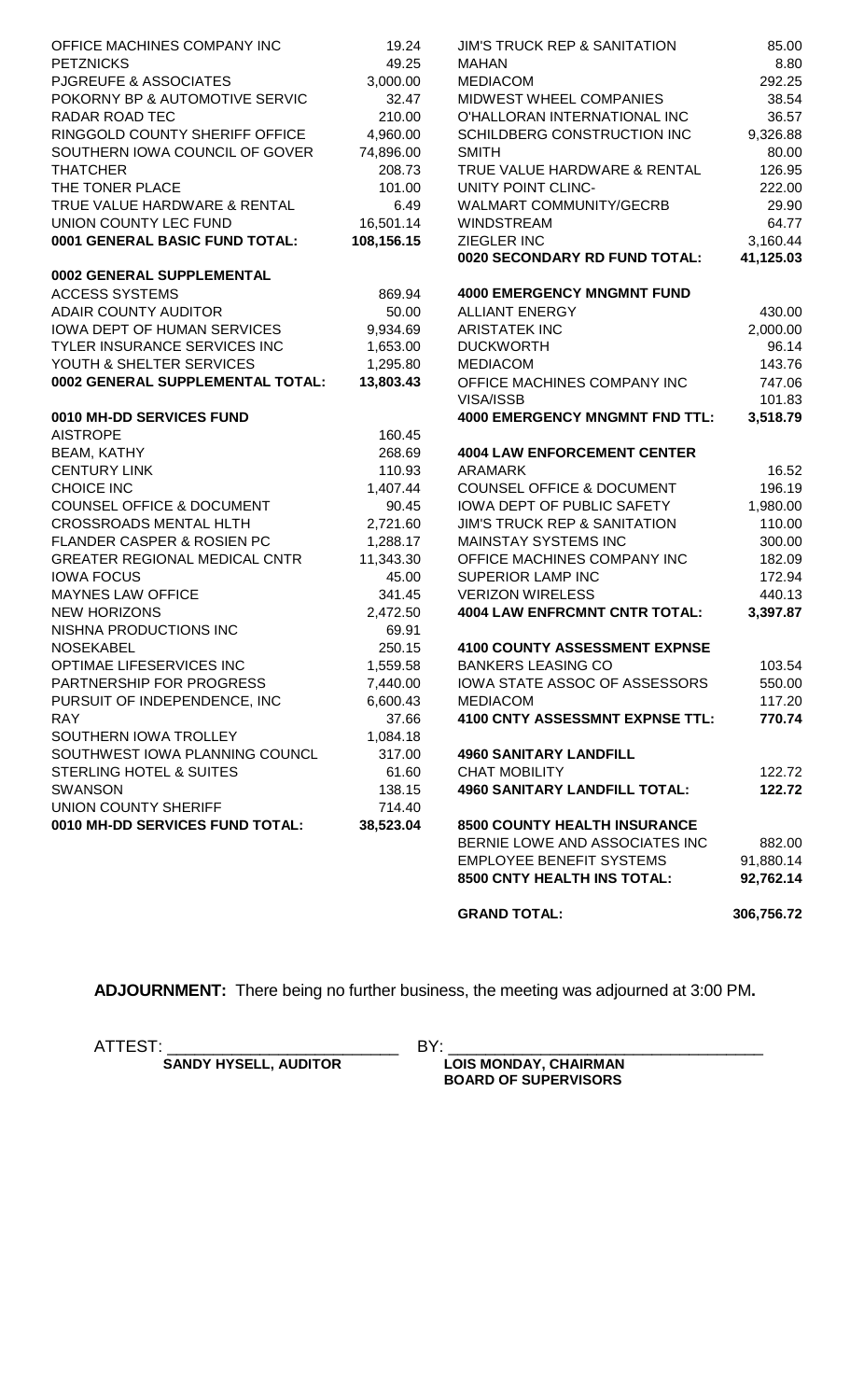| | |
|---|---|
| OFFICE MACHINES COMPANY INC | 19.24 |
| PETZNICKS | 49.25 |
| PJGREUFE & ASSOCIATES | 3,000.00 |
| POKORNY BP & AUTOMOTIVE SERVIC | 32.47 |
| RADAR ROAD TEC | 210.00 |
| RINGGOLD COUNTY SHERIFF OFFICE | 4,960.00 |
| SOUTHERN IOWA COUNCIL OF GOVER | 74,896.00 |
| THATCHER | 208.73 |
| THE TONER PLACE | 101.00 |
| TRUE VALUE HARDWARE & RENTAL | 6.49 |
| UNION COUNTY LEC FUND | 16,501.14 |
| **0001 GENERAL BASIC FUND TOTAL:** | **108,156.15** |

**0002 GENERAL SUPPLEMENTAL**

| | |
|---|---|
| ACCESS SYSTEMS | 869.94 |
| ADAIR COUNTY AUDITOR | 50.00 |
| IOWA DEPT OF HUMAN SERVICES | 9,934.69 |
| TYLER INSURANCE SERVICES INC | 1,653.00 |
| YOUTH & SHELTER SERVICES | 1,295.80 |
| **0002 GENERAL SUPPLEMENTAL TOTAL:** | **13,803.43** |

**0010 MH-DD SERVICES FUND**

| | |
|---|---|
| AISTROPE | 160.45 |
| BEAM, KATHY | 268.69 |
| CENTURY LINK | 110.93 |
| CHOICE INC | 1,407.44 |
| COUNSEL OFFICE & DOCUMENT | 90.45 |
| CROSSROADS MENTAL HLTH | 2,721.60 |
| FLANDER CASPER & ROSIEN PC | 1,288.17 |
| GREATER REGIONAL MEDICAL CNTR | 11,343.30 |
| IOWA FOCUS | 45.00 |
| MAYNES LAW OFFICE | 341.45 |
| NEW HORIZONS | 2,472.50 |
| NISHNA PRODUCTIONS INC | 69.91 |
| NOSEKABEL | 250.15 |
| OPTIMAE LIFESERVICES INC | 1,559.58 |
| PARTNERSHIP FOR PROGRESS | 7,440.00 |
| PURSUIT OF INDEPENDENCE, INC | 6,600.43 |
| RAY | 37.66 |
| SOUTHERN IOWA TROLLEY | 1,084.18 |
| SOUTHWEST IOWA PLANNING COUNCL | 317.00 |
| STERLING HOTEL & SUITES | 61.60 |
| SWANSON | 138.15 |
| UNION COUNTY SHERIFF | 714.40 |
| **0010 MH-DD SERVICES FUND TOTAL:** | **38,523.04** |

| | |
|---|---|
| JIM'S TRUCK REP & SANITATION | 85.00 |
| MAHAN | 8.80 |
| MEDIACOM | 292.25 |
| MIDWEST WHEEL COMPANIES | 38.54 |
| O'HALLORAN INTERNATIONAL INC | 36.57 |
| SCHILDBERG CONSTRUCTION INC | 9,326.88 |
| SMITH | 80.00 |
| TRUE VALUE HARDWARE & RENTAL | 126.95 |
| UNITY POINT CLINC- | 222.00 |
| WALMART COMMUNITY/GECRB | 29.90 |
| WINDSTREAM | 64.77 |
| ZIEGLER INC | 3,160.44 |
| **0020 SECONDARY RD FUND TOTAL:** | **41,125.03** |

**4000 EMERGENCY MNGMNT FUND**

| | |
|---|---|
| ALLIANT ENERGY | 430.00 |
| ARISTATEK INC | 2,000.00 |
| DUCKWORTH | 96.14 |
| MEDIACOM | 143.76 |
| OFFICE MACHINES COMPANY INC | 747.06 |
| VISA/ISSB | 101.83 |
| **4000 EMERGENCY MNGMNT FND TTL:** | **3,518.79** |

**4004 LAW ENFORCEMENT CENTER**

| | |
|---|---|
| ARAMARK | 16.52 |
| COUNSEL OFFICE & DOCUMENT | 196.19 |
| IOWA DEPT OF PUBLIC SAFETY | 1,980.00 |
| JIM'S TRUCK REP & SANITATION | 110.00 |
| MAINSTAY SYSTEMS INC | 300.00 |
| OFFICE MACHINES COMPANY INC | 182.09 |
| SUPERIOR LAMP INC | 172.94 |
| VERIZON WIRELESS | 440.13 |
| **4004 LAW ENFRCMNT CNTR TOTAL:** | **3,397.87** |

**4100 COUNTY ASSESSMENT EXPNSE**

| | |
|---|---|
| BANKERS LEASING CO | 103.54 |
| IOWA STATE ASSOC OF ASSESSORS | 550.00 |
| MEDIACOM | 117.20 |
| **4100 CNTY ASSESSMNT EXPNSE TTL:** | **770.74** |

**4960 SANITARY LANDFILL**

| | |
|---|---|
| CHAT MOBILITY | 122.72 |
| **4960 SANITARY LANDFILL TOTAL:** | **122.72** |

**8500 COUNTY HEALTH INSURANCE**

| | |
|---|---|
| BERNIE LOWE AND ASSOCIATES INC | 882.00 |
| EMPLOYEE BENEFIT SYSTEMS | 91,880.14 |
| **8500 CNTY HEALTH INS TOTAL:** | **92,762.14** |

**GRAND TOTAL: 306,756.72**

**ADJOURNMENT:** There being no further business, the meeting was adjourned at 3:00 PM**.**

ATTEST: ___________________________ BY: ___________________________________

**SANDY HYSELL, AUDITOR**

**LOIS MONDAY, CHAIRMAN**
**BOARD OF SUPERVISORS**